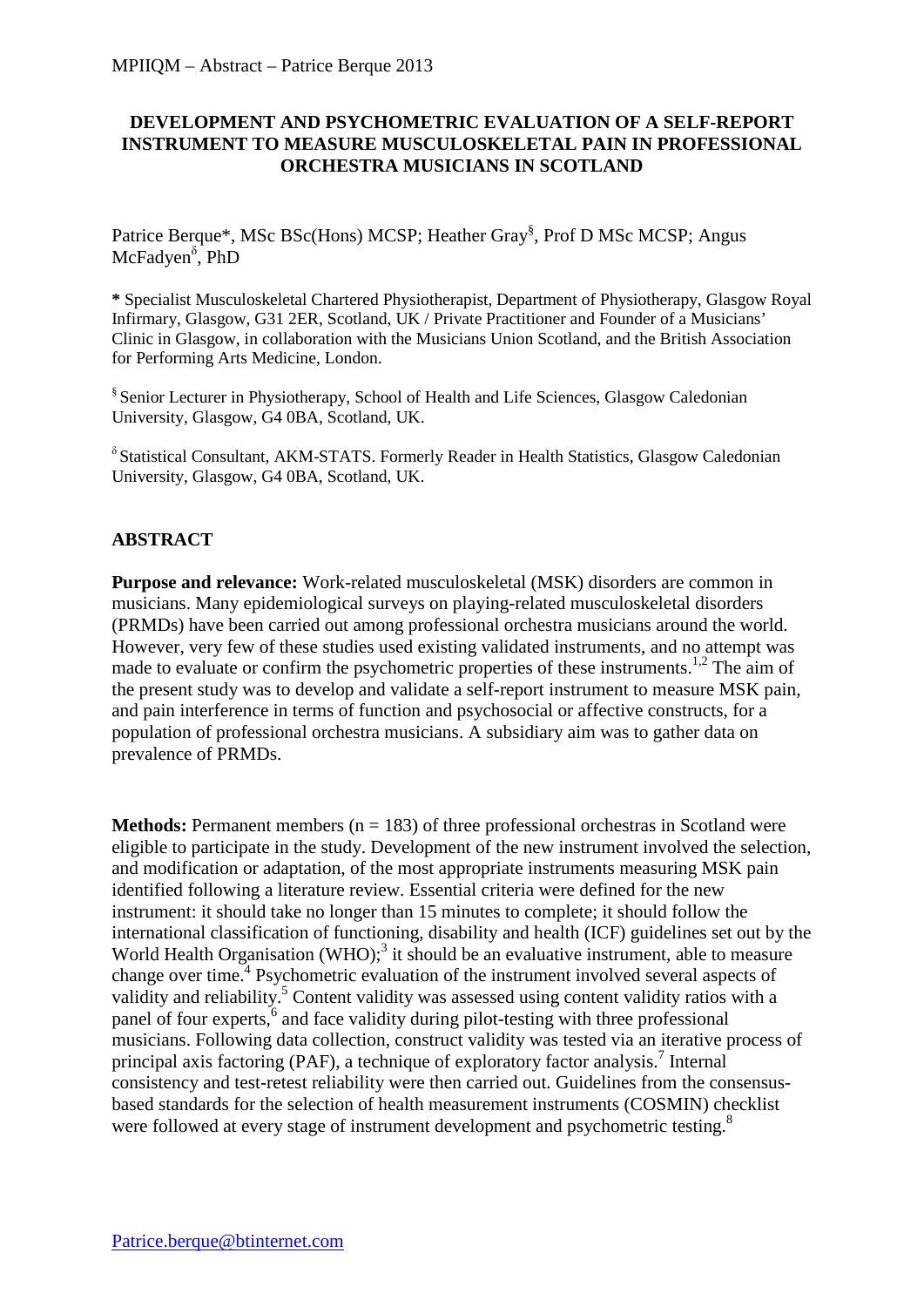# DEVELOPMENT AND PSYCHOMETRIC EVALUATION OF A SELF-REPORT INSTRUMENT TO MEASURE MUSCULOSKELETAL PAIN IN PROFESSIONAL ORCHESTRA MUSICIANS IN SCOTLAND

Patrice Berque*, MSc BSc(Hons) MCSP; Heather Gray[§], Prof D MSc MCSP; Angus McFadyen[δ], PhD

**\*** Specialist Musculoskeletal Chartered Physiotherapist, Department of Physiotherapy, Glasgow Royal Infirmary, Glasgow, G31 2ER, Scotland, UK / Private Practitioner and Founder of a Musicians' Clinic in Glasgow, in collaboration with the Musicians Union Scotland, and the British Association for Performing Arts Medicine, London.

[§] Senior Lecturer in Physiotherapy, School of Health and Life Sciences, Glasgow Caledonian University, Glasgow, G4 0BA, Scotland, UK.

[δ] Statistical Consultant, AKM-STATS. Formerly Reader in Health Statistics, Glasgow Caledonian University, Glasgow, G4 0BA, Scotland, UK.

## ABSTRACT

**Purpose and relevance:** Work-related musculoskeletal (MSK) disorders are common in musicians. Many epidemiological surveys on playing-related musculoskeletal disorders (PRMDs) have been carried out among professional orchestra musicians around the world. However, very few of these studies used existing validated instruments, and no attempt was made to evaluate or confirm the psychometric properties of these instruments.[1,2] The aim of the present study was to develop and validate a self-report instrument to measure MSK pain, and pain interference in terms of function and psychosocial or affective constructs, for a population of professional orchestra musicians. A subsidiary aim was to gather data on prevalence of PRMDs.

**Methods:** Permanent members (n = 183) of three professional orchestras in Scotland were eligible to participate in the study. Development of the new instrument involved the selection, and modification or adaptation, of the most appropriate instruments measuring MSK pain identified following a literature review. Essential criteria were defined for the new instrument: it should take no longer than 15 minutes to complete; it should follow the international classification of functioning, disability and health (ICF) guidelines set out by the World Health Organisation (WHO);[3] it should be an evaluative instrument, able to measure change over time.[4] Psychometric evaluation of the instrument involved several aspects of validity and reliability.[5] Content validity was assessed using content validity ratios with a panel of four experts,[6] and face validity during pilot-testing with three professional musicians. Following data collection, construct validity was tested via an iterative process of principal axis factoring (PAF), a technique of exploratory factor analysis.[7] Internal consistency and test-retest reliability were then carried out. Guidelines from the consensus-based standards for the selection of health measurement instruments (COSMIN) checklist were followed at every stage of instrument development and psychometric testing.[8]

Patrice.berque@btinternet.com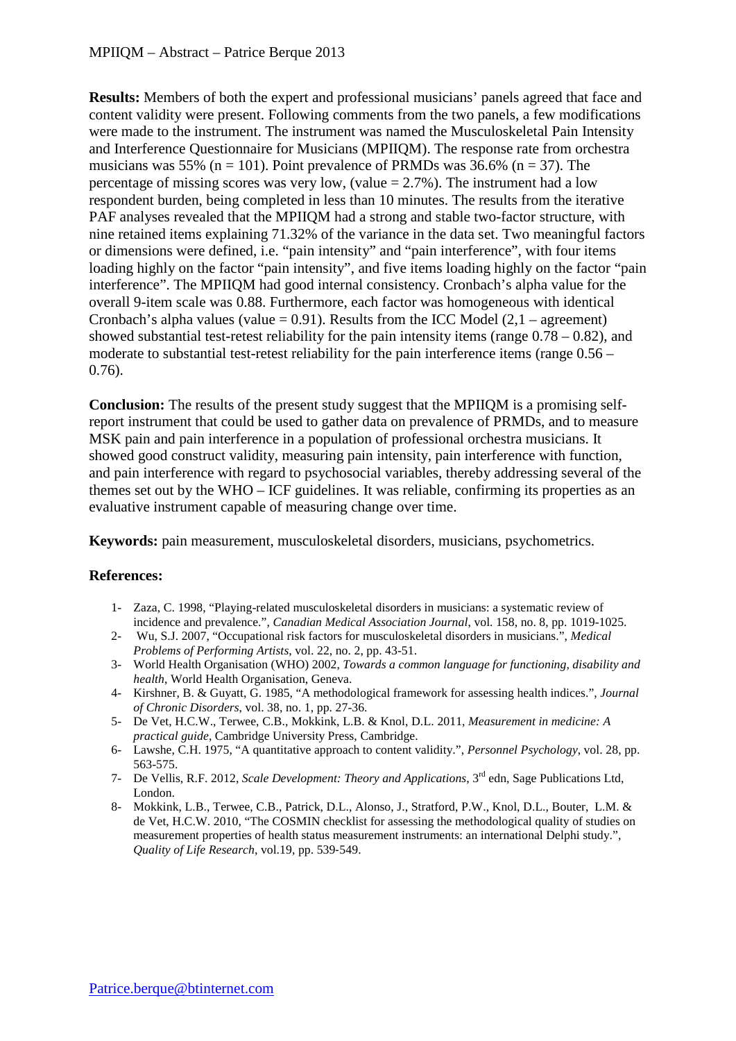**Results:** Members of both the expert and professional musicians' panels agreed that face and content validity were present. Following comments from the two panels, a few modifications were made to the instrument. The instrument was named the Musculoskeletal Pain Intensity and Interference Questionnaire for Musicians (MPIIQM). The response rate from orchestra musicians was 55% (n = 101). Point prevalence of PRMDs was 36.6% (n = 37). The percentage of missing scores was very low, (value = 2.7%). The instrument had a low respondent burden, being completed in less than 10 minutes. The results from the iterative PAF analyses revealed that the MPIIQM had a strong and stable two-factor structure, with nine retained items explaining 71.32% of the variance in the data set. Two meaningful factors or dimensions were defined, i.e. "pain intensity" and "pain interference", with four items loading highly on the factor "pain intensity", and five items loading highly on the factor "pain interference". The MPIIQM had good internal consistency. Cronbach's alpha value for the overall 9-item scale was 0.88. Furthermore, each factor was homogeneous with identical Cronbach's alpha values (value = 0.91). Results from the ICC Model (2,1 – agreement) showed substantial test-retest reliability for the pain intensity items (range 0.78 – 0.82), and moderate to substantial test-retest reliability for the pain interference items (range 0.56 – 0.76).

**Conclusion:** The results of the present study suggest that the MPIIQM is a promising self-report instrument that could be used to gather data on prevalence of PRMDs, and to measure MSK pain and pain interference in a population of professional orchestra musicians. It showed good construct validity, measuring pain intensity, pain interference with function, and pain interference with regard to psychosocial variables, thereby addressing several of the themes set out by the WHO – ICF guidelines. It was reliable, confirming its properties as an evaluative instrument capable of measuring change over time.

**Keywords:** pain measurement, musculoskeletal disorders, musicians, psychometrics.

**References:**

1- Zaza, C. 1998, "Playing-related musculoskeletal disorders in musicians: a systematic review of incidence and prevalence.", *Canadian Medical Association Journal*, vol. 158, no. 8, pp. 1019-1025.
2- Wu, S.J. 2007, "Occupational risk factors for musculoskeletal disorders in musicians.", *Medical Problems of Performing Artists*, vol. 22, no. 2, pp. 43-51.
3- World Health Organisation (WHO) 2002, *Towards a common language for functioning, disability and health*, World Health Organisation, Geneva.
4- Kirshner, B. & Guyatt, G. 1985, "A methodological framework for assessing health indices.", *Journal of Chronic Disorders*, vol. 38, no. 1, pp. 27-36.
5- De Vet, H.C.W., Terwee, C.B., Mokkink, L.B. & Knol, D.L. 2011, *Measurement in medicine: A practical guide*, Cambridge University Press, Cambridge.
6- Lawshe, C.H. 1975, "A quantitative approach to content validity.", *Personnel Psychology*, vol. 28, pp. 563-575.
7- De Vellis, R.F. 2012, *Scale Development: Theory and Applications*, 3rd edn, Sage Publications Ltd, London.
8- Mokkink, L.B., Terwee, C.B., Patrick, D.L., Alonso, J., Stratford, P.W., Knol, D.L., Bouter, L.M. & de Vet, H.C.W. 2010, "The COSMIN checklist for assessing the methodological quality of studies on measurement properties of health status measurement instruments: an international Delphi study.", *Quality of Life Research*, vol.19, pp. 539-549.

Patrice.berque@btinternet.com